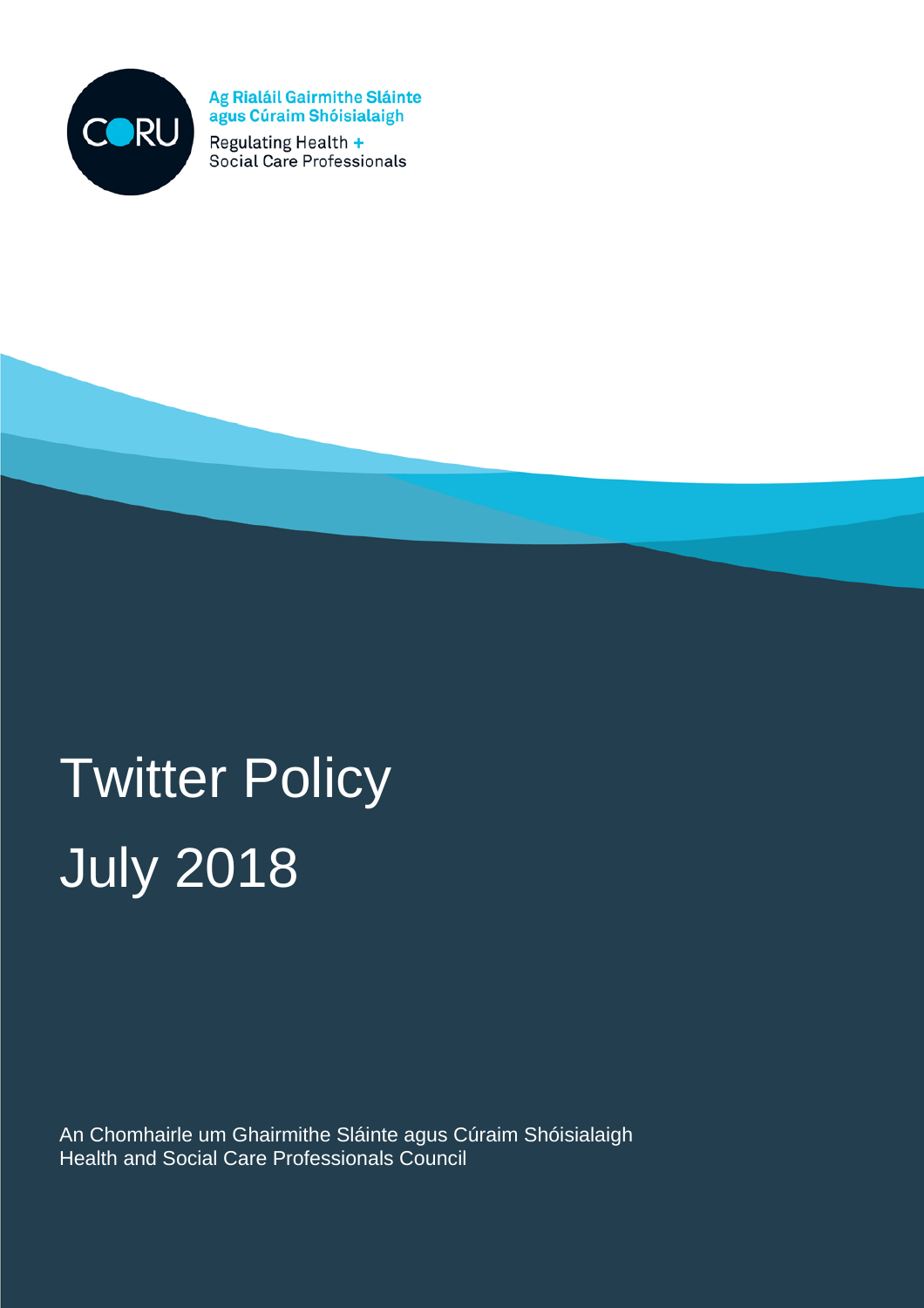CORU

Ag Rialáil Gairmithe Sláinte agus Cúraim Shóisialaigh

Regulating Health + Social Care Professionals

# Twitter Policy

# July 2018

An Chomhairle um Ghairmithe Sláinte agus Cúraim Shóisialaigh
Health and Social Care Professionals Council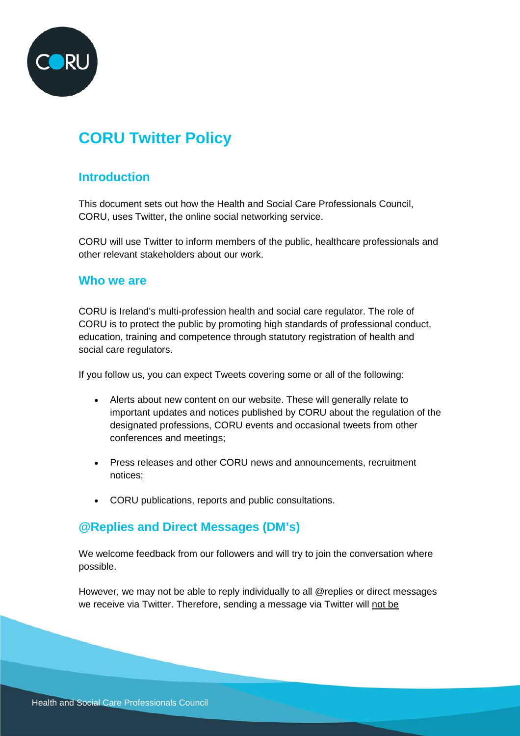# CORU Twitter Policy

## Introduction

This document sets out how the Health and Social Care Professionals Council, CORU, uses Twitter, the online social networking service.

CORU will use Twitter to inform members of the public, healthcare professionals and other relevant stakeholders about our work.

## Who we are

CORU is Ireland's multi-profession health and social care regulator. The role of CORU is to protect the public by promoting high standards of professional conduct, education, training and competence through statutory registration of health and social care regulators.

If you follow us, you can expect Tweets covering some or all of the following:

- Alerts about new content on our website. These will generally relate to important updates and notices published by CORU about the regulation of the designated professions, CORU events and occasional tweets from other conferences and meetings;
- Press releases and other CORU news and announcements, recruitment notices;
- CORU publications, reports and public consultations.

## @Replies and Direct Messages (DM's)

We welcome feedback from our followers and will try to join the conversation where possible.

However, we may not be able to reply individually to all @replies or direct messages we receive via Twitter. Therefore, sending a message via Twitter will <u>not be</u>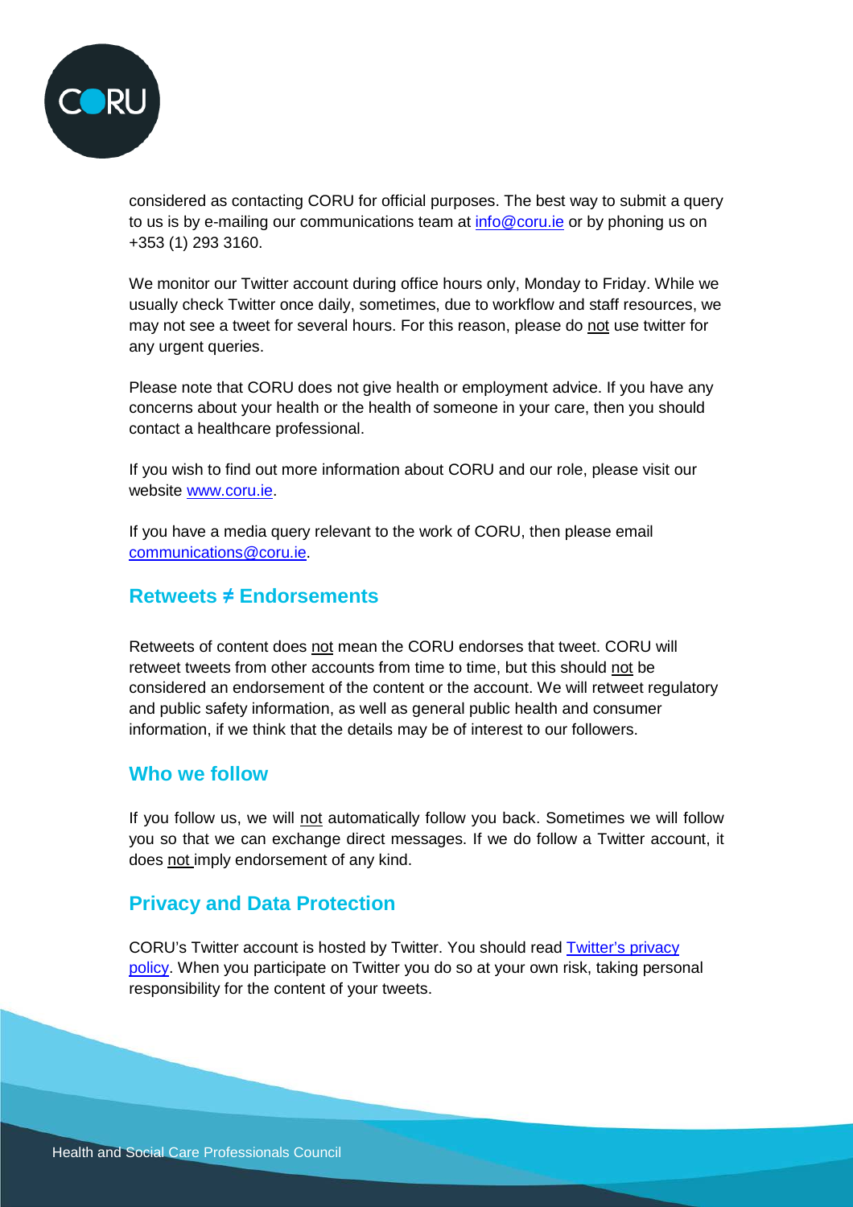considered as contacting CORU for official purposes. The best way to submit a query to us is by e-mailing our communications team at [info@coru.ie](mailto:info@coru.ie) or by phoning us on +353 (1) 293 3160.

We monitor our Twitter account during office hours only, Monday to Friday. While we usually check Twitter once daily, sometimes, due to workflow and staff resources, we may not see a tweet for several hours. For this reason, please do not use twitter for any urgent queries.

Please note that CORU does not give health or employment advice. If you have any concerns about your health or the health of someone in your care, then you should contact a healthcare professional.

If you wish to find out more information about CORU and our role, please visit our website [www.coru.ie](http://www.coru.ie).

If you have a media query relevant to the work of CORU, then please email [communications@coru.ie](mailto:communications@coru.ie).

## Retweets ≠ Endorsements

Retweets of content does not mean the CORU endorses that tweet. CORU will retweet tweets from other accounts from time to time, but this should not be considered an endorsement of the content or the account. We will retweet regulatory and public safety information, as well as general public health and consumer information, if we think that the details may be of interest to our followers.

## Who we follow

If you follow us, we will not automatically follow you back. Sometimes we will follow you so that we can exchange direct messages. If we do follow a Twitter account, it does not imply endorsement of any kind.

## Privacy and Data Protection

CORU's Twitter account is hosted by Twitter. You should read Twitter's privacy policy. When you participate on Twitter you do so at your own risk, taking personal responsibility for the content of your tweets.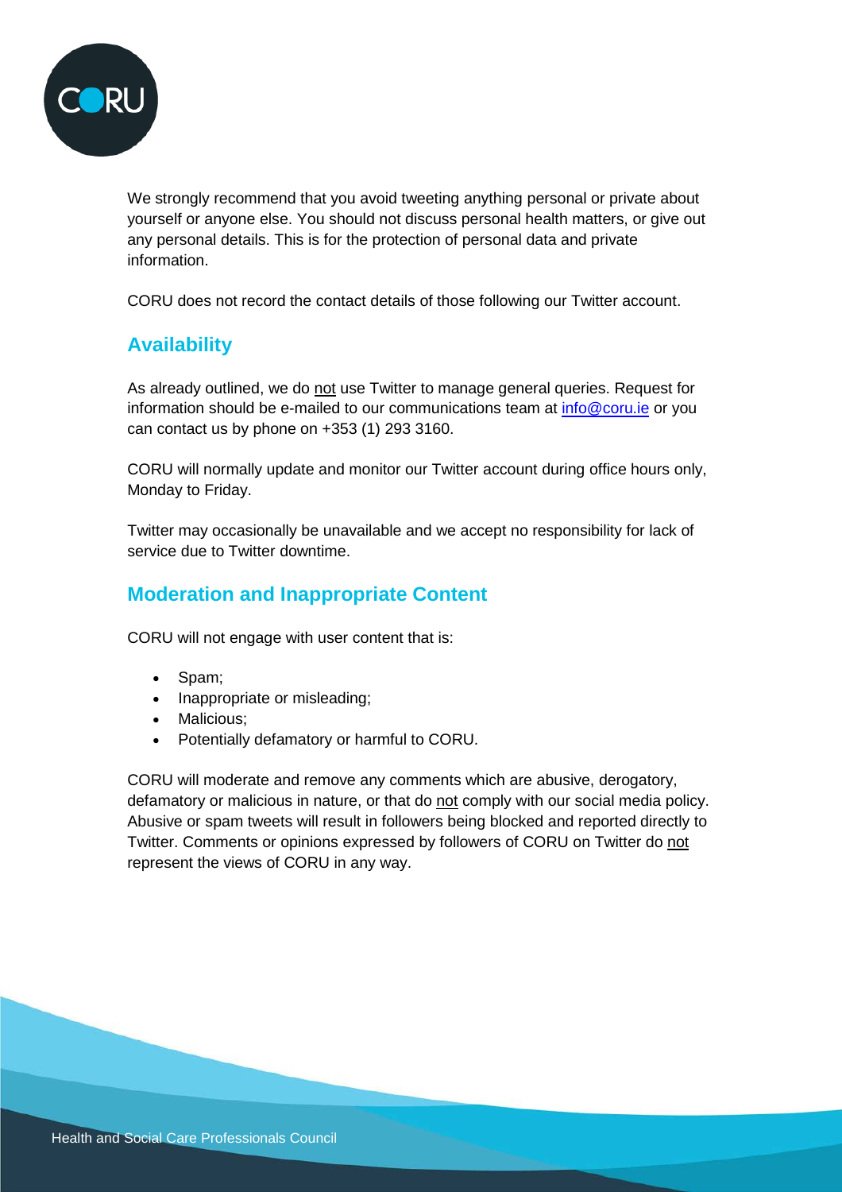We strongly recommend that you avoid tweeting anything personal or private about yourself or anyone else. You should not discuss personal health matters, or give out any personal details. This is for the protection of personal data and private information.

CORU does not record the contact details of those following our Twitter account.

## Availability

As already outlined, we do not use Twitter to manage general queries. Request for information should be e-mailed to our communications team at info@coru.ie or you can contact us by phone on +353 (1) 293 3160.

CORU will normally update and monitor our Twitter account during office hours only, Monday to Friday.

Twitter may occasionally be unavailable and we accept no responsibility for lack of service due to Twitter downtime.

## Moderation and Inappropriate Content

CORU will not engage with user content that is:

- Spam;
- Inappropriate or misleading;
- Malicious;
- Potentially defamatory or harmful to CORU.

CORU will moderate and remove any comments which are abusive, derogatory, defamatory or malicious in nature, or that do not comply with our social media policy. Abusive or spam tweets will result in followers being blocked and reported directly to Twitter. Comments or opinions expressed by followers of CORU on Twitter do not represent the views of CORU in any way.